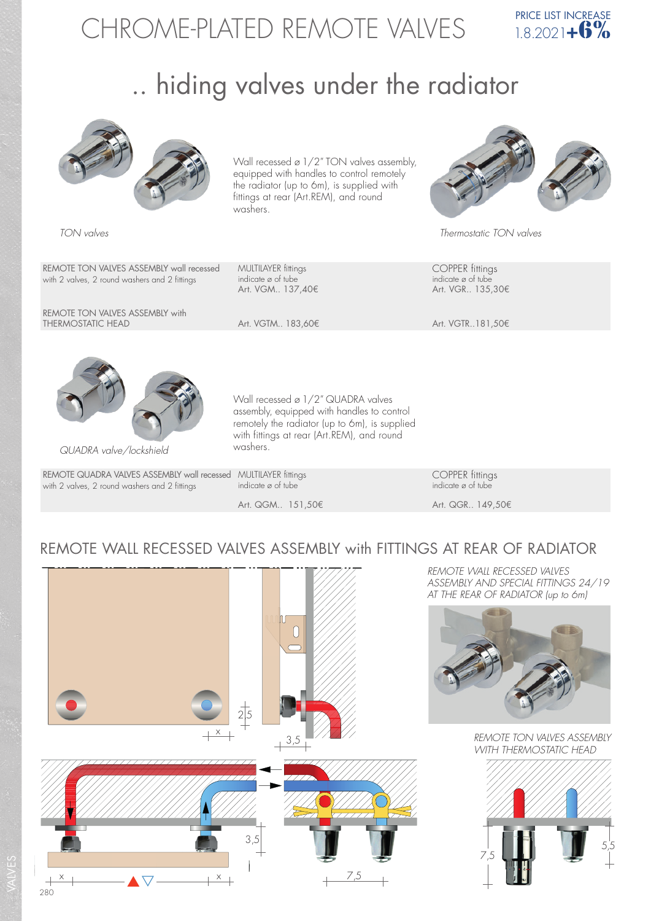# CHROME-PLATED REMOTE VALVES

PRICE LIST INCREASE 1.8.2021 **+6%**

## .. hiding valves under the radiator

Wall recessed ø 1/2" TON valves assembly, equipped with handles to control remotely the radiator (up to 6m), is supplied with fittings at rear (Art.REM), and round washers.

*TON valves*

*Thermostatic TON valves*

| | MULTILAYER fittings indicate ø of tube | COPPER fittings indicate ø of tube |
|---|---|---|
| REMOTE TON VALVES ASSEMBLY wall recessed with 2 valves, 2 round washers and 2 fittings | Art. VGM.. 137,40€ | Art. VGR.. 135,30€ |
| REMOTE TON VALVES ASSEMBLY with THERMOSTATIC HEAD | Art. VGTM.. 183,60€ | Art. VGTR..181,50€ |

Wall recessed ø 1/2" QUADRA valves assembly, equipped with handles to control remotely the radiator (up to 6m), is supplied with fittings at rear (Art.REM), and round washers.

*QUADRA valve/lockshield*

| | MULTILAYER fittings indicate ø of tube | COPPER fittings indicate ø of tube |
|---|---|---|
| REMOTE QUADRA VALVES ASSEMBLY wall recessed with 2 valves, 2 round washers and 2 fittings | Art. QGM.. 151,50€ | Art. QGR.. 149,50€ |

## REMOTE WALL RECESSED VALVES ASSEMBLY with FITTINGS AT REAR OF RADIATOR

*REMOTE WALL RECESSED VALVES ASSEMBLY AND SPECIAL FITTINGS 24/19 AT THE REAR OF RADIATOR (up to 6m)*

*REMOTE TON VALVES ASSEMBLY WITH THERMOSTATIC HEAD*

2,5 — X — 3,5 — 3,5 — 7,5 — X — X — 7,5 — 5,5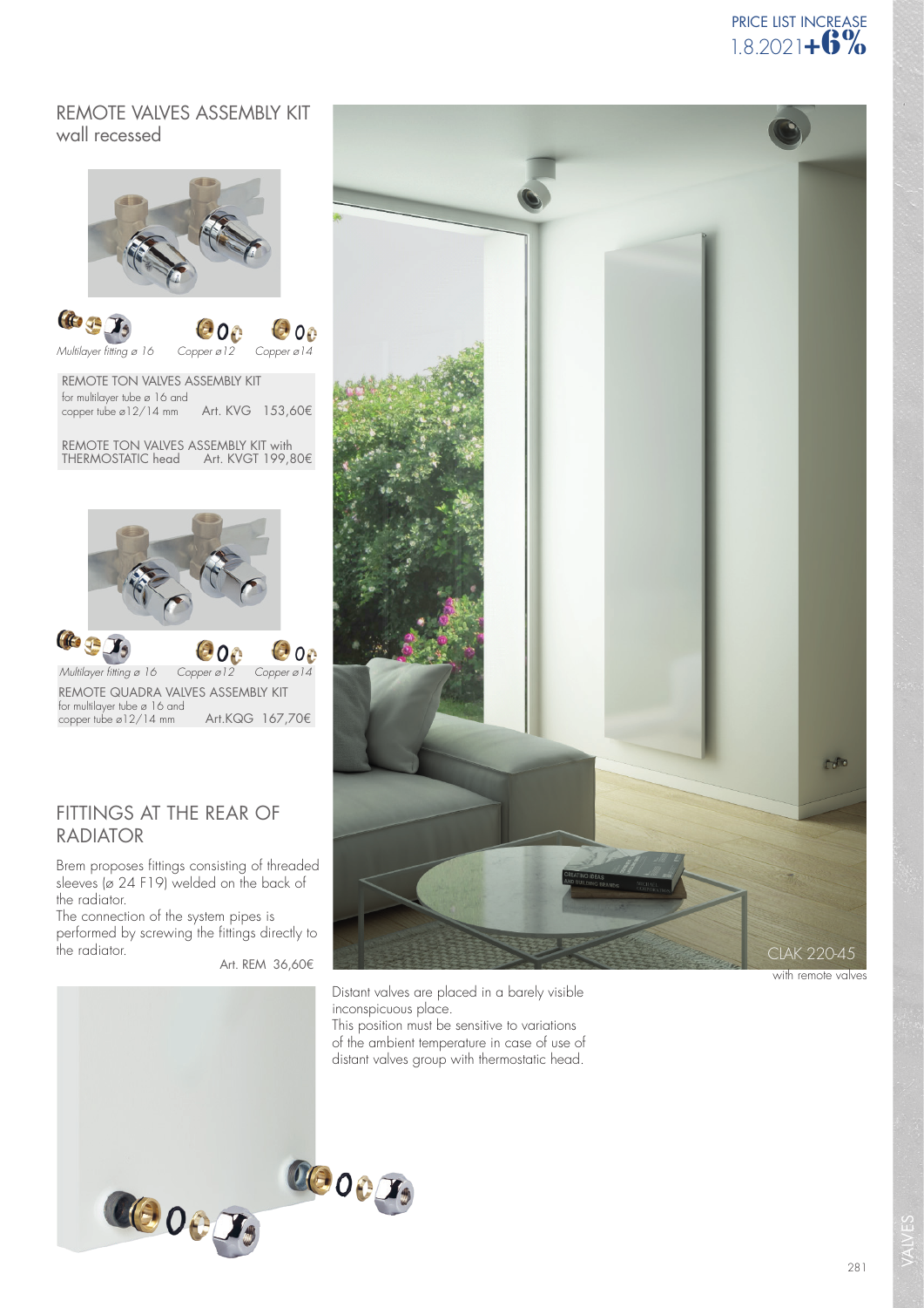PRICE LIST INCREASE 1.8.2021 **+6%**

## REMOTE VALVES ASSEMBLY KIT
wall recessed

*Multilayer fitting ø 16* *Copper ø12* *Copper ø14*

REMOTE TON VALVES ASSEMBLY KIT
for multilayer tube ø 16 and copper tube ø12/14 mm Art. KVG 153,60€

REMOTE TON VALVES ASSEMBLY KIT with THERMOSTATIC head Art. KVGT 199,80€

*Multilayer fitting ø 16* *Copper ø12* *Copper ø14*

REMOTE QUADRA VALVES ASSEMBLY KIT
for multilayer tube ø 16 and copper tube ø12/14 mm Art.KQG 167,70€

## FITTINGS AT THE REAR OF RADIATOR

Brem proposes fittings consisting of threaded sleeves (ø 24 F19) welded on the back of the radiator.
The connection of the system pipes is performed by screwing the fittings directly to the radiator.

Art. REM 36,60€

CLAK 220-45
with remote valves

Distant valves are placed in a barely visible inconspicuous place.
This position must be sensitive to variations of the ambient temperature in case of use of distant valves group with thermostatic head.

VALVES